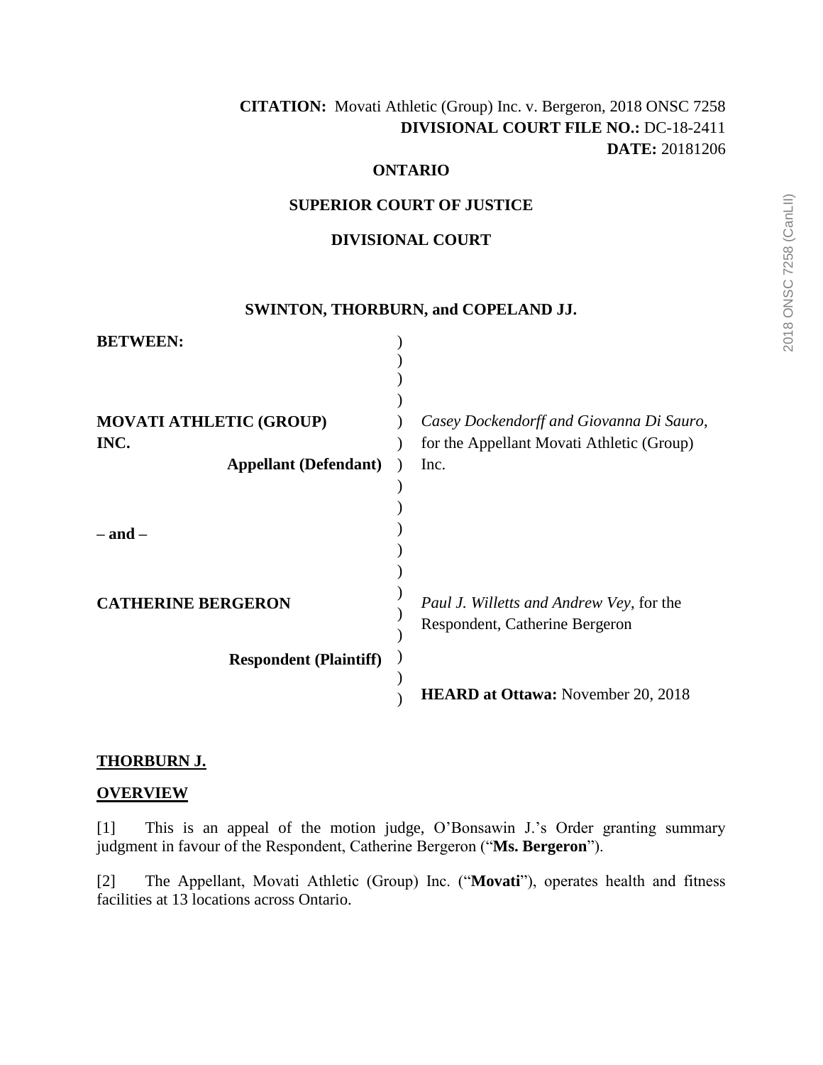**CITATION:** Movati Athletic (Group) Inc. v. Bergeron, 2018 ONSC 7258
**DIVISIONAL COURT FILE NO.:** DC-18-2411
**DATE:** 20181206

**ONTARIO**

**SUPERIOR COURT OF JUSTICE**

**DIVISIONAL COURT**

**SWINTON, THORBURN, and COPELAND JJ.**

**BETWEEN:**

**MOVATI ATHLETIC (GROUP) INC.**
**Appellant (Defendant)**

*Casey Dockendorff and Giovanna Di Sauro*, for the Appellant Movati Athletic (Group) Inc.

**– and –**

**CATHERINE BERGERON**
**Respondent (Plaintiff)**

*Paul J. Willetts and Andrew Vey*, for the Respondent, Catherine Bergeron

**HEARD at Ottawa:** November 20, 2018

**THORBURN J.**

## OVERVIEW

[1] This is an appeal of the motion judge, O'Bonsawin J.'s Order granting summary judgment in favour of the Respondent, Catherine Bergeron ("**Ms. Bergeron**").

[2] The Appellant, Movati Athletic (Group) Inc. ("**Movati**"), operates health and fitness facilities at 13 locations across Ontario.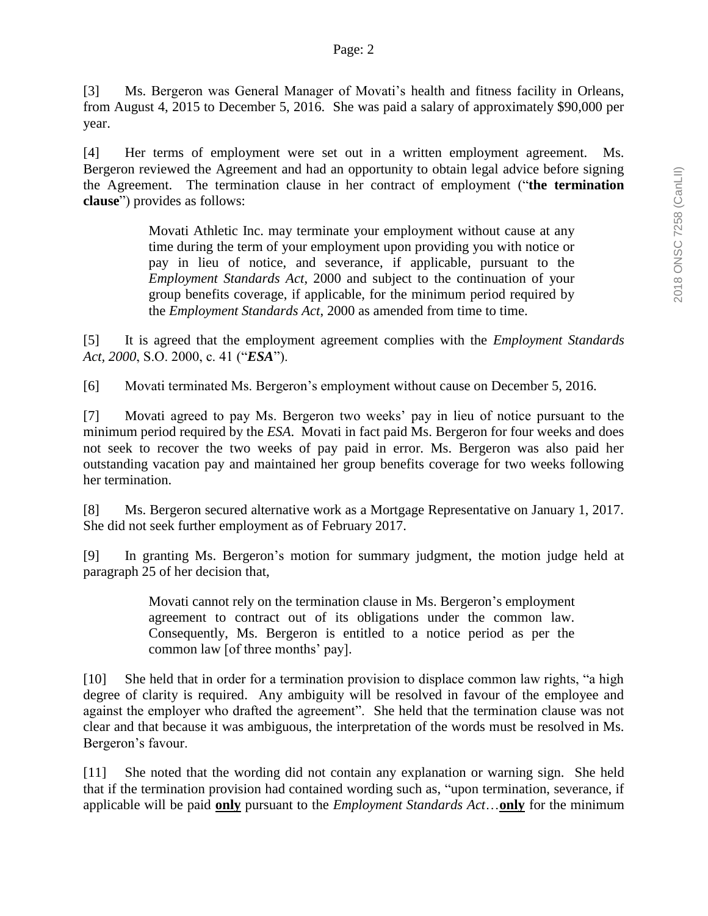[3] Ms. Bergeron was General Manager of Movati's health and fitness facility in Orleans, from August 4, 2015 to December 5, 2016. She was paid a salary of approximately $90,000 per year.

[4] Her terms of employment were set out in a written employment agreement. Ms. Bergeron reviewed the Agreement and had an opportunity to obtain legal advice before signing the Agreement. The termination clause in her contract of employment ("**the termination clause**") provides as follows:

> Movati Athletic Inc. may terminate your employment without cause at any time during the term of your employment upon providing you with notice or pay in lieu of notice, and severance, if applicable, pursuant to the *Employment Standards Act*, 2000 and subject to the continuation of your group benefits coverage, if applicable, for the minimum period required by the *Employment Standards Act*, 2000 as amended from time to time.

[5] It is agreed that the employment agreement complies with the *Employment Standards Act, 2000*, S.O. 2000, c. 41 ("***ESA***").

[6] Movati terminated Ms. Bergeron's employment without cause on December 5, 2016.

[7] Movati agreed to pay Ms. Bergeron two weeks' pay in lieu of notice pursuant to the minimum period required by the *ESA*. Movati in fact paid Ms. Bergeron for four weeks and does not seek to recover the two weeks of pay paid in error. Ms. Bergeron was also paid her outstanding vacation pay and maintained her group benefits coverage for two weeks following her termination.

[8] Ms. Bergeron secured alternative work as a Mortgage Representative on January 1, 2017. She did not seek further employment as of February 2017.

[9] In granting Ms. Bergeron's motion for summary judgment, the motion judge held at paragraph 25 of her decision that,

> Movati cannot rely on the termination clause in Ms. Bergeron's employment agreement to contract out of its obligations under the common law. Consequently, Ms. Bergeron is entitled to a notice period as per the common law [of three months' pay].

[10] She held that in order for a termination provision to displace common law rights, "a high degree of clarity is required. Any ambiguity will be resolved in favour of the employee and against the employer who drafted the agreement". She held that the termination clause was not clear and that because it was ambiguous, the interpretation of the words must be resolved in Ms. Bergeron's favour.

[11] She noted that the wording did not contain any explanation or warning sign. She held that if the termination provision had contained wording such as, "upon termination, severance, if applicable will be paid **only** pursuant to the *Employment Standards Act*…**only** for the minimum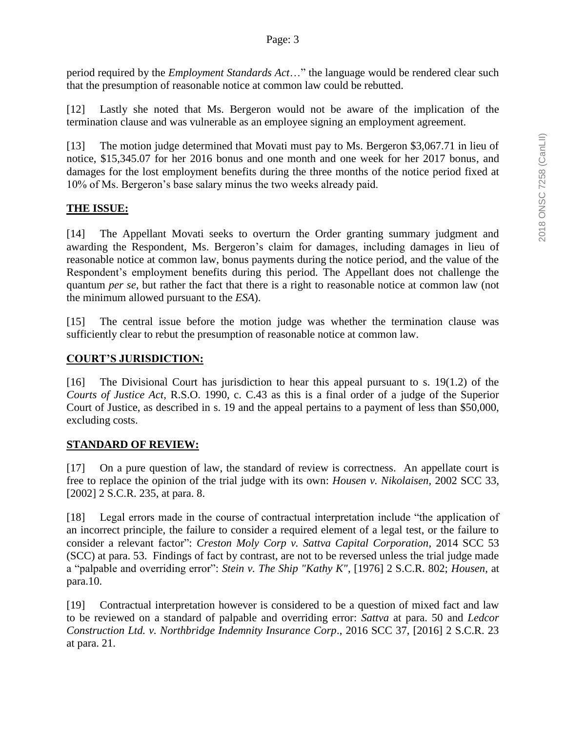period required by the *Employment Standards Act*…" the language would be rendered clear such that the presumption of reasonable notice at common law could be rebutted.

[12] Lastly she noted that Ms. Bergeron would not be aware of the implication of the termination clause and was vulnerable as an employee signing an employment agreement.

[13] The motion judge determined that Movati must pay to Ms. Bergeron $3,067.71 in lieu of notice, $15,345.07 for her 2016 bonus and one month and one week for her 2017 bonus, and damages for the lost employment benefits during the three months of the notice period fixed at 10% of Ms. Bergeron's base salary minus the two weeks already paid.

## THE ISSUE:

[14] The Appellant Movati seeks to overturn the Order granting summary judgment and awarding the Respondent, Ms. Bergeron's claim for damages, including damages in lieu of reasonable notice at common law, bonus payments during the notice period, and the value of the Respondent's employment benefits during this period. The Appellant does not challenge the quantum *per se*, but rather the fact that there is a right to reasonable notice at common law (not the minimum allowed pursuant to the *ESA*).

[15] The central issue before the motion judge was whether the termination clause was sufficiently clear to rebut the presumption of reasonable notice at common law.

## COURT'S JURISDICTION:

[16] The Divisional Court has jurisdiction to hear this appeal pursuant to s. 19(1.2) of the *Courts of Justice Act*, R.S.O. 1990, c. C.43 as this is a final order of a judge of the Superior Court of Justice, as described in s. 19 and the appeal pertains to a payment of less than $50,000, excluding costs.

## STANDARD OF REVIEW:

[17] On a pure question of law, the standard of review is correctness. An appellate court is free to replace the opinion of the trial judge with its own: *Housen v. Nikolaisen*, 2002 SCC 33, [2002] 2 S.C.R. 235, at para. 8.

[18] Legal errors made in the course of contractual interpretation include "the application of an incorrect principle, the failure to consider a required element of a legal test, or the failure to consider a relevant factor": *Creston Moly Corp v. Sattva Capital Corporation*, 2014 SCC 53 (SCC) at para. 53. Findings of fact by contrast, are not to be reversed unless the trial judge made a "palpable and overriding error": *Stein v. The Ship "Kathy K"*, [1976] 2 S.C.R. 802; *Housen*, at para.10.

[19] Contractual interpretation however is considered to be a question of mixed fact and law to be reviewed on a standard of palpable and overriding error: *Sattva* at para. 50 and *Ledcor Construction Ltd. v. Northbridge Indemnity Insurance Corp*., 2016 SCC 37, [2016] 2 S.C.R. 23 at para. 21.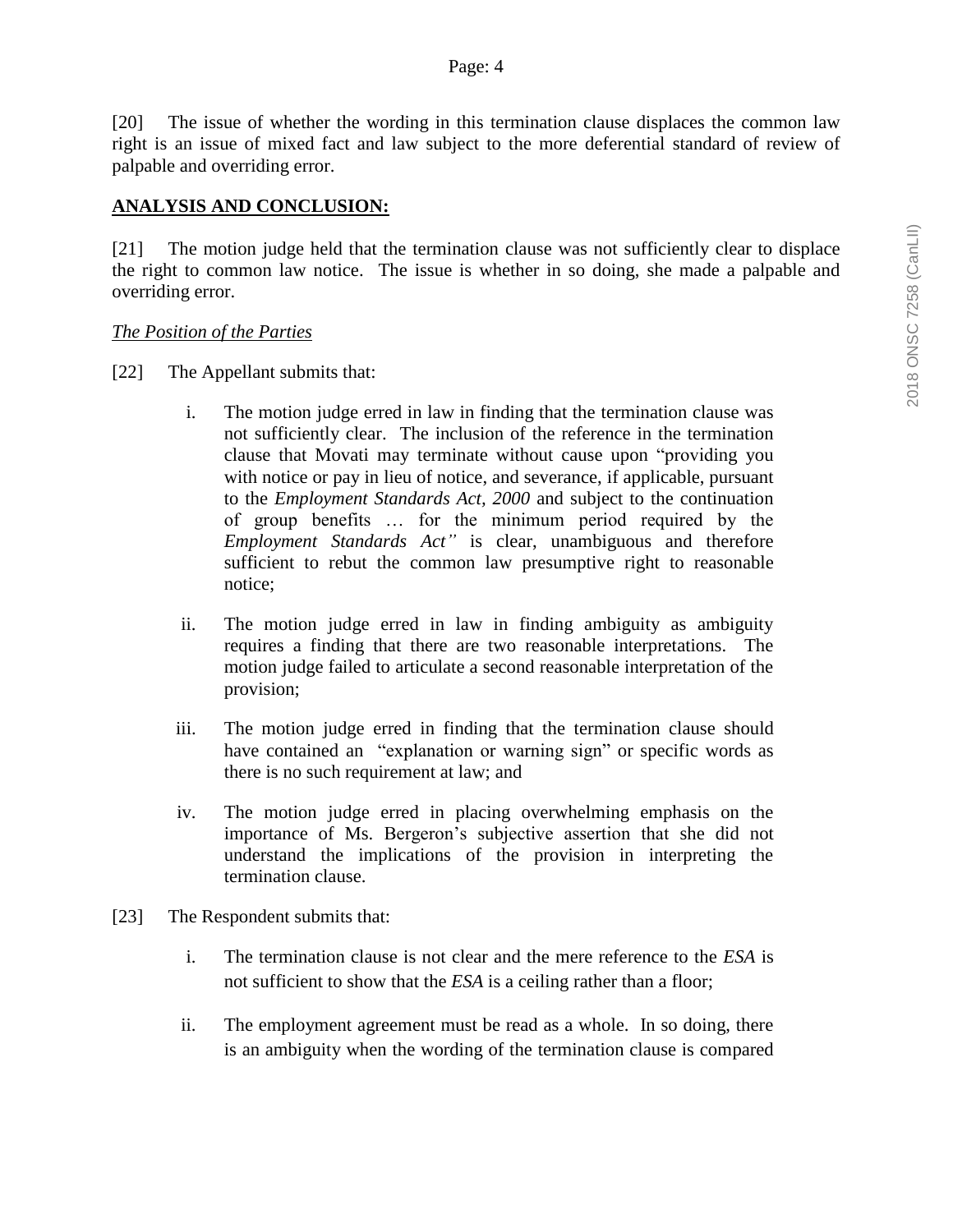[20] The issue of whether the wording in this termination clause displaces the common law right is an issue of mixed fact and law subject to the more deferential standard of review of palpable and overriding error.

**ANALYSIS AND CONCLUSION:**

[21] The motion judge held that the termination clause was not sufficiently clear to displace the right to common law notice. The issue is whether in so doing, she made a palpable and overriding error.

*The Position of the Parties*

[22] The Appellant submits that:

i. The motion judge erred in law in finding that the termination clause was not sufficiently clear. The inclusion of the reference in the termination clause that Movati may terminate without cause upon "providing you with notice or pay in lieu of notice, and severance, if applicable, pursuant to the *Employment Standards Act, 2000* and subject to the continuation of group benefits … for the minimum period required by the *Employment Standards Act"* is clear, unambiguous and therefore sufficient to rebut the common law presumptive right to reasonable notice;

ii. The motion judge erred in law in finding ambiguity as ambiguity requires a finding that there are two reasonable interpretations. The motion judge failed to articulate a second reasonable interpretation of the provision;

iii. The motion judge erred in finding that the termination clause should have contained an "explanation or warning sign" or specific words as there is no such requirement at law; and

iv. The motion judge erred in placing overwhelming emphasis on the importance of Ms. Bergeron's subjective assertion that she did not understand the implications of the provision in interpreting the termination clause.

[23] The Respondent submits that:

i. The termination clause is not clear and the mere reference to the *ESA* is not sufficient to show that the *ESA* is a ceiling rather than a floor;

ii. The employment agreement must be read as a whole. In so doing, there is an ambiguity when the wording of the termination clause is compared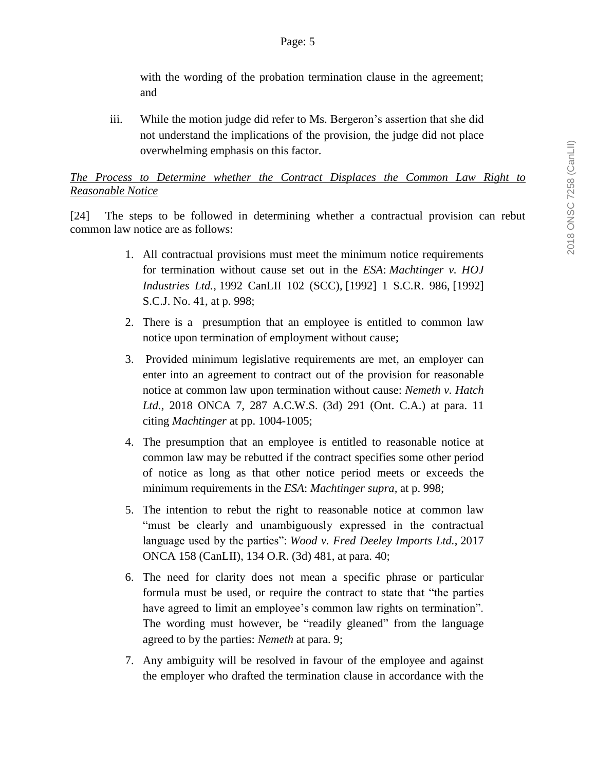with the wording of the probation termination clause in the agreement; and

iii. While the motion judge did refer to Ms. Bergeron's assertion that she did not understand the implications of the provision, the judge did not place overwhelming emphasis on this factor.

*The Process to Determine whether the Contract Displaces the Common Law Right to Reasonable Notice*

[24] The steps to be followed in determining whether a contractual provision can rebut common law notice are as follows:

1. All contractual provisions must meet the minimum notice requirements for termination without cause set out in the *ESA*: *Machtinger v. HOJ Industries Ltd.*, 1992 CanLII 102 (SCC), [1992] 1 S.C.R. 986, [1992] S.C.J. No. 41, at p. 998;
2. There is a presumption that an employee is entitled to common law notice upon termination of employment without cause;
3. Provided minimum legislative requirements are met, an employer can enter into an agreement to contract out of the provision for reasonable notice at common law upon termination without cause: *Nemeth v. Hatch Ltd.*, 2018 ONCA 7, 287 A.C.W.S. (3d) 291 (Ont. C.A.) at para. 11 citing *Machtinger* at pp. 1004-1005;
4. The presumption that an employee is entitled to reasonable notice at common law may be rebutted if the contract specifies some other period of notice as long as that other notice period meets or exceeds the minimum requirements in the *ESA*: *Machtinger supra,* at p. 998;
5. The intention to rebut the right to reasonable notice at common law "must be clearly and unambiguously expressed in the contractual language used by the parties": *Wood v. Fred Deeley Imports Ltd.*, 2017 ONCA 158 (CanLII), 134 O.R. (3d) 481, at para. 40;
6. The need for clarity does not mean a specific phrase or particular formula must be used, or require the contract to state that "the parties have agreed to limit an employee's common law rights on termination". The wording must however, be "readily gleaned" from the language agreed to by the parties: *Nemeth* at para. 9;
7. Any ambiguity will be resolved in favour of the employee and against the employer who drafted the termination clause in accordance with the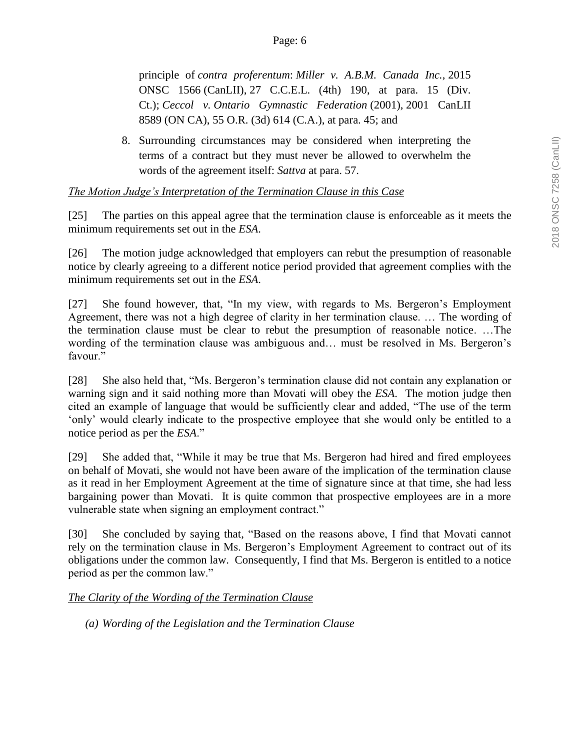principle of *contra proferentum*: *Miller v. A.B.M. Canada Inc.*, 2015 ONSC 1566 (CanLII), 27 C.C.E.L. (4th) 190, at para. 15 (Div. Ct.); *Ceccol v. Ontario Gymnastic Federation* (2001), 2001 CanLII 8589 (ON CA), 55 O.R. (3d) 614 (C.A.), at para. 45; and

8. Surrounding circumstances may be considered when interpreting the terms of a contract but they must never be allowed to overwhelm the words of the agreement itself: *Sattva* at para. 57.

*The Motion Judge's Interpretation of the Termination Clause in this Case*

[25] The parties on this appeal agree that the termination clause is enforceable as it meets the minimum requirements set out in the *ESA.*

[26] The motion judge acknowledged that employers can rebut the presumption of reasonable notice by clearly agreeing to a different notice period provided that agreement complies with the minimum requirements set out in the *ESA.*

[27] She found however, that, "In my view, with regards to Ms. Bergeron's Employment Agreement, there was not a high degree of clarity in her termination clause. … The wording of the termination clause must be clear to rebut the presumption of reasonable notice. …The wording of the termination clause was ambiguous and… must be resolved in Ms. Bergeron's favour."

[28] She also held that, "Ms. Bergeron's termination clause did not contain any explanation or warning sign and it said nothing more than Movati will obey the *ESA.* The motion judge then cited an example of language that would be sufficiently clear and added, "The use of the term 'only' would clearly indicate to the prospective employee that she would only be entitled to a notice period as per the *ESA*."

[29] She added that, "While it may be true that Ms. Bergeron had hired and fired employees on behalf of Movati, she would not have been aware of the implication of the termination clause as it read in her Employment Agreement at the time of signature since at that time, she had less bargaining power than Movati. It is quite common that prospective employees are in a more vulnerable state when signing an employment contract."

[30] She concluded by saying that, "Based on the reasons above, I find that Movati cannot rely on the termination clause in Ms. Bergeron's Employment Agreement to contract out of its obligations under the common law. Consequently, I find that Ms. Bergeron is entitled to a notice period as per the common law."

*The Clarity of the Wording of the Termination Clause*

*(a) Wording of the Legislation and the Termination Clause*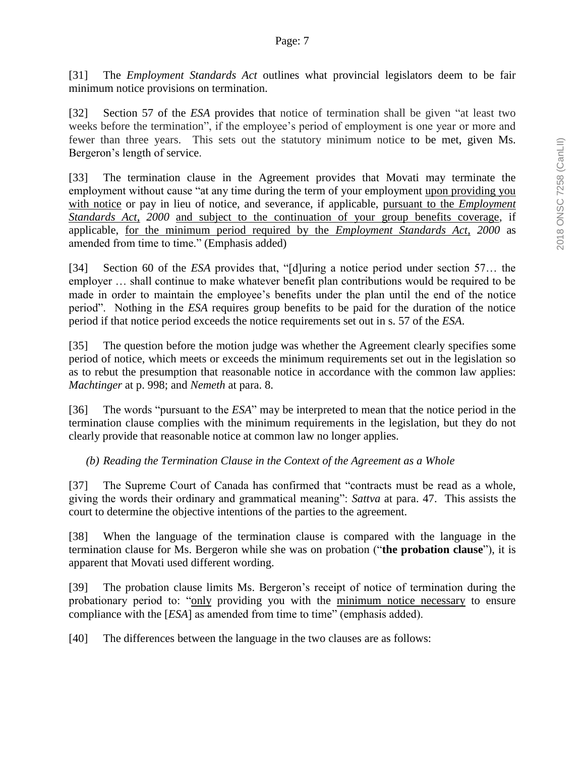[31] The *Employment Standards Act* outlines what provincial legislators deem to be fair minimum notice provisions on termination.

[32] Section 57 of the *ESA* provides that notice of termination shall be given "at least two weeks before the termination", if the employee's period of employment is one year or more and fewer than three years. This sets out the statutory minimum notice to be met, given Ms. Bergeron's length of service.

[33] The termination clause in the Agreement provides that Movati may terminate the employment without cause "at any time during the term of your employment <u>upon providing you with notice</u> or pay in lieu of notice, and severance, if applicable, <u>pursuant to the *Employment Standards Act, 2000*</u> <u>and subject to the continuation of your group benefits coverage</u>, if applicable, <u>for the minimum period required by the *Employment Standards Act, 2000*</u> as amended from time to time." (Emphasis added)

[34] Section 60 of the *ESA* provides that, "[d]uring a notice period under section 57… the employer … shall continue to make whatever benefit plan contributions would be required to be made in order to maintain the employee's benefits under the plan until the end of the notice period". Nothing in the *ESA* requires group benefits to be paid for the duration of the notice period if that notice period exceeds the notice requirements set out in s. 57 of the *ESA*.

[35] The question before the motion judge was whether the Agreement clearly specifies some period of notice, which meets or exceeds the minimum requirements set out in the legislation so as to rebut the presumption that reasonable notice in accordance with the common law applies: *Machtinger* at p. 998; and *Nemeth* at para. 8.

[36] The words "pursuant to the *ESA*" may be interpreted to mean that the notice period in the termination clause complies with the minimum requirements in the legislation, but they do not clearly provide that reasonable notice at common law no longer applies.

*(b) Reading the Termination Clause in the Context of the Agreement as a Whole*

[37] The Supreme Court of Canada has confirmed that "contracts must be read as a whole, giving the words their ordinary and grammatical meaning": *Sattva* at para. 47. This assists the court to determine the objective intentions of the parties to the agreement.

[38] When the language of the termination clause is compared with the language in the termination clause for Ms. Bergeron while she was on probation ("**the probation clause**"), it is apparent that Movati used different wording.

[39] The probation clause limits Ms. Bergeron's receipt of notice of termination during the probationary period to: "<u>only</u> providing you with the <u>minimum notice necessary</u> to ensure compliance with the [*ESA*] as amended from time to time" (emphasis added).

[40] The differences between the language in the two clauses are as follows: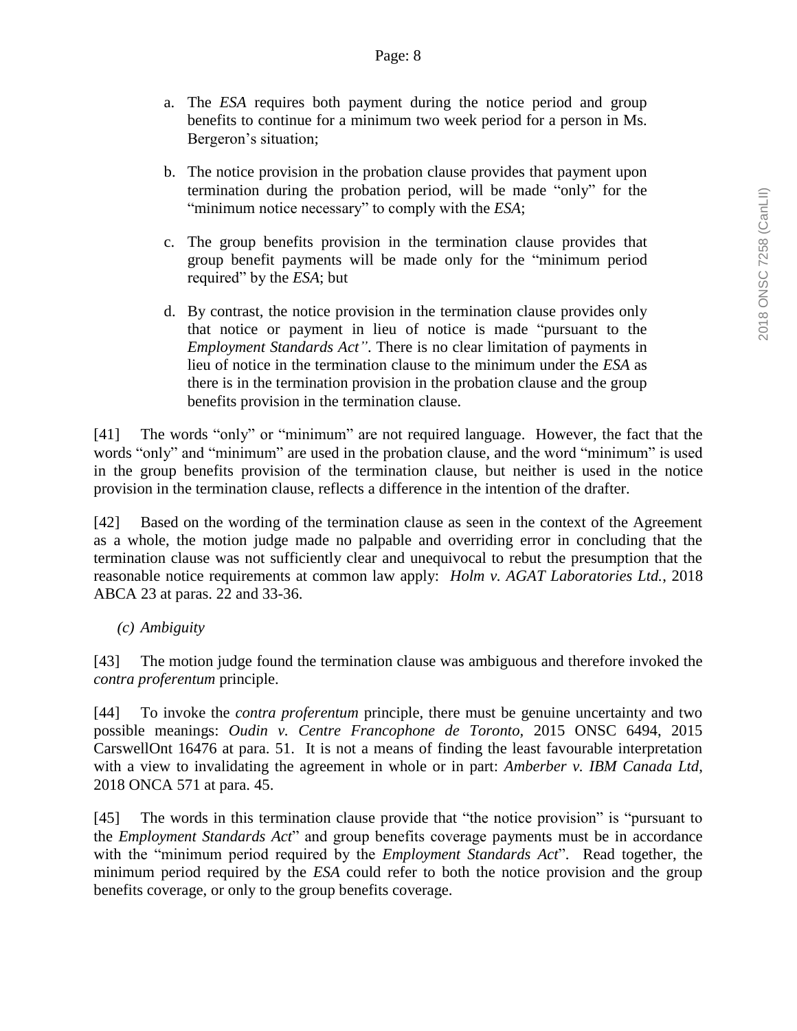a. The *ESA* requires both payment during the notice period and group benefits to continue for a minimum two week period for a person in Ms. Bergeron's situation;

b. The notice provision in the probation clause provides that payment upon termination during the probation period, will be made "only" for the "minimum notice necessary" to comply with the *ESA*;

c. The group benefits provision in the termination clause provides that group benefit payments will be made only for the "minimum period required" by the *ESA*; but

d. By contrast, the notice provision in the termination clause provides only that notice or payment in lieu of notice is made "pursuant to the *Employment Standards Act"*. There is no clear limitation of payments in lieu of notice in the termination clause to the minimum under the *ESA* as there is in the termination provision in the probation clause and the group benefits provision in the termination clause.

[41] The words "only" or "minimum" are not required language. However, the fact that the words "only" and "minimum" are used in the probation clause, and the word "minimum" is used in the group benefits provision of the termination clause, but neither is used in the notice provision in the termination clause, reflects a difference in the intention of the drafter.

[42] Based on the wording of the termination clause as seen in the context of the Agreement as a whole, the motion judge made no palpable and overriding error in concluding that the termination clause was not sufficiently clear and unequivocal to rebut the presumption that the reasonable notice requirements at common law apply: *Holm v. AGAT Laboratories Ltd.*, 2018 ABCA 23 at paras. 22 and 33-36.

*(c) Ambiguity*

[43] The motion judge found the termination clause was ambiguous and therefore invoked the *contra proferentum* principle.

[44] To invoke the *contra proferentum* principle, there must be genuine uncertainty and two possible meanings: *Oudin v. Centre Francophone de Toronto*, 2015 ONSC 6494, 2015 CarswellOnt 16476 at para. 51. It is not a means of finding the least favourable interpretation with a view to invalidating the agreement in whole or in part: *Amberber v. IBM Canada Ltd*, 2018 ONCA 571 at para. 45.

[45] The words in this termination clause provide that "the notice provision" is "pursuant to the *Employment Standards Act*" and group benefits coverage payments must be in accordance with the "minimum period required by the *Employment Standards Act*". Read together, the minimum period required by the *ESA* could refer to both the notice provision and the group benefits coverage, or only to the group benefits coverage.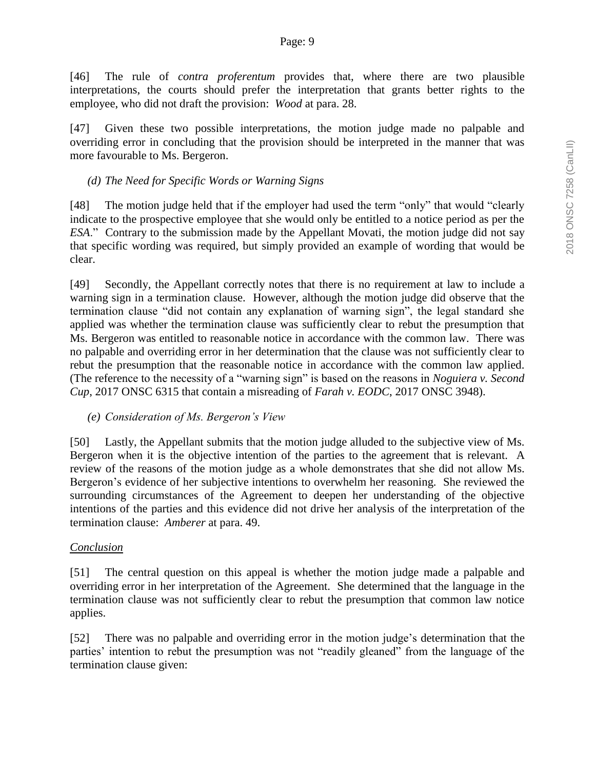[46] The rule of *contra proferentum* provides that, where there are two plausible interpretations, the courts should prefer the interpretation that grants better rights to the employee, who did not draft the provision: *Wood* at para. 28.

[47] Given these two possible interpretations, the motion judge made no palpable and overriding error in concluding that the provision should be interpreted in the manner that was more favourable to Ms. Bergeron.

*(d) The Need for Specific Words or Warning Signs*

[48] The motion judge held that if the employer had used the term "only" that would "clearly indicate to the prospective employee that she would only be entitled to a notice period as per the *ESA*." Contrary to the submission made by the Appellant Movati, the motion judge did not say that specific wording was required, but simply provided an example of wording that would be clear.

[49] Secondly, the Appellant correctly notes that there is no requirement at law to include a warning sign in a termination clause. However, although the motion judge did observe that the termination clause "did not contain any explanation of warning sign", the legal standard she applied was whether the termination clause was sufficiently clear to rebut the presumption that Ms. Bergeron was entitled to reasonable notice in accordance with the common law. There was no palpable and overriding error in her determination that the clause was not sufficiently clear to rebut the presumption that the reasonable notice in accordance with the common law applied. (The reference to the necessity of a "warning sign" is based on the reasons in *Noguiera v. Second Cup*, 2017 ONSC 6315 that contain a misreading of *Farah v. EODC*, 2017 ONSC 3948).

*(e) Consideration of Ms. Bergeron's View*

[50] Lastly, the Appellant submits that the motion judge alluded to the subjective view of Ms. Bergeron when it is the objective intention of the parties to the agreement that is relevant. A review of the reasons of the motion judge as a whole demonstrates that she did not allow Ms. Bergeron's evidence of her subjective intentions to overwhelm her reasoning. She reviewed the surrounding circumstances of the Agreement to deepen her understanding of the objective intentions of the parties and this evidence did not drive her analysis of the interpretation of the termination clause: *Amberer* at para. 49.

<u>*Conclusion*</u>

[51] The central question on this appeal is whether the motion judge made a palpable and overriding error in her interpretation of the Agreement. She determined that the language in the termination clause was not sufficiently clear to rebut the presumption that common law notice applies.

[52] There was no palpable and overriding error in the motion judge's determination that the parties' intention to rebut the presumption was not "readily gleaned" from the language of the termination clause given: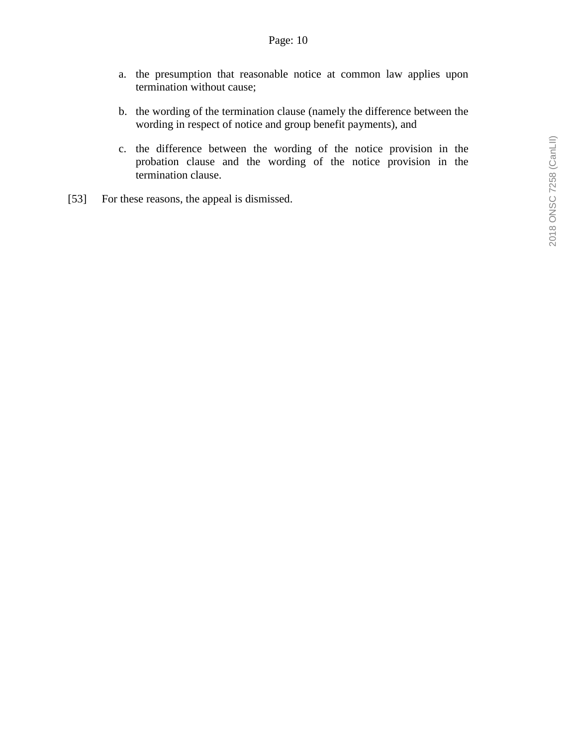a. the presumption that reasonable notice at common law applies upon termination without cause;

b. the wording of the termination clause (namely the difference between the wording in respect of notice and group benefit payments), and

c. the difference between the wording of the notice provision in the probation clause and the wording of the notice provision in the termination clause.

[53] For these reasons, the appeal is dismissed.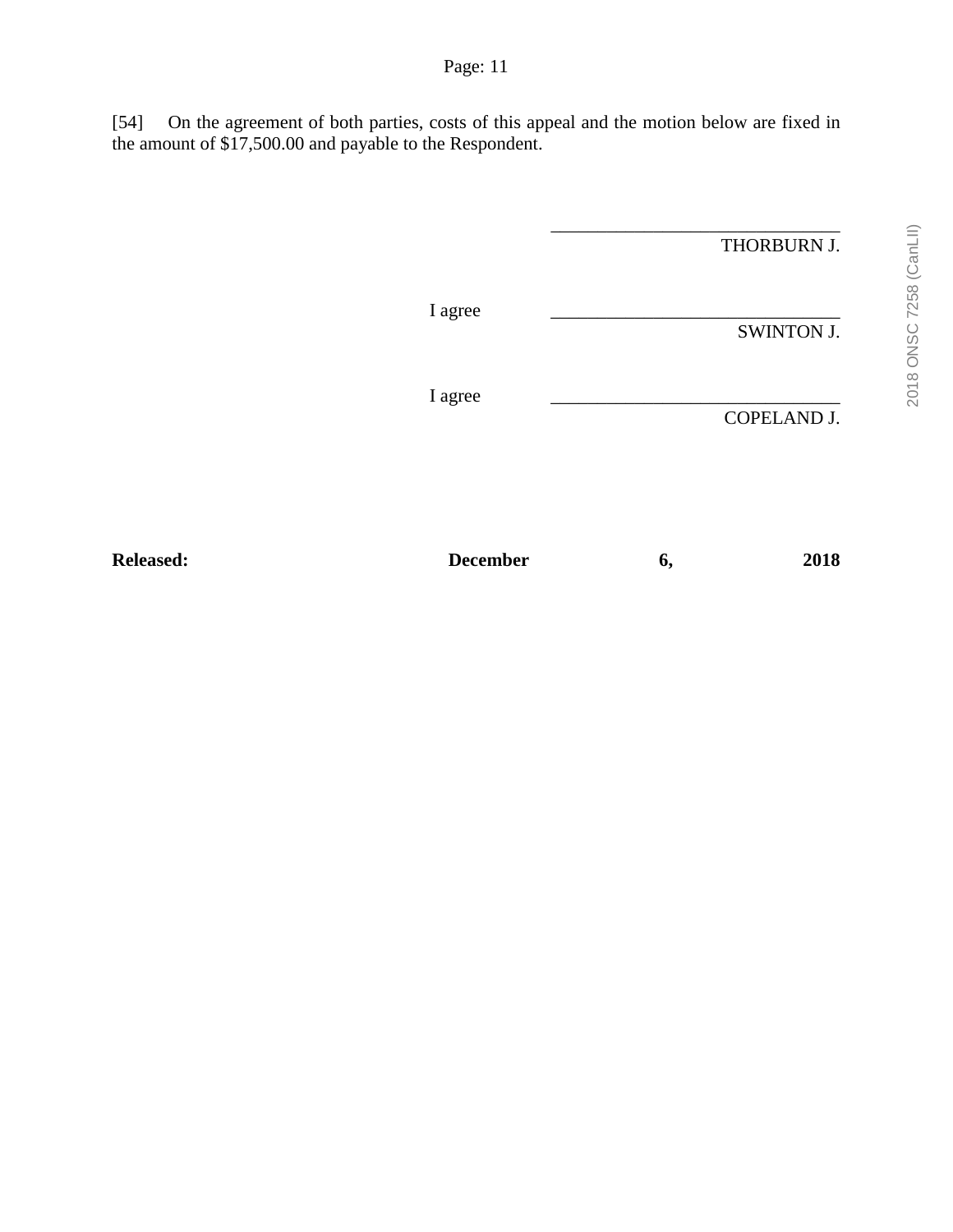[54] On the agreement of both parties, costs of this appeal and the motion below are fixed in the amount of $17,500.00 and payable to the Respondent.

___________________________
THORBURN J.

I agree ___________________________
SWINTON J.

I agree ___________________________
COPELAND J.

**Released: December 6, 2018**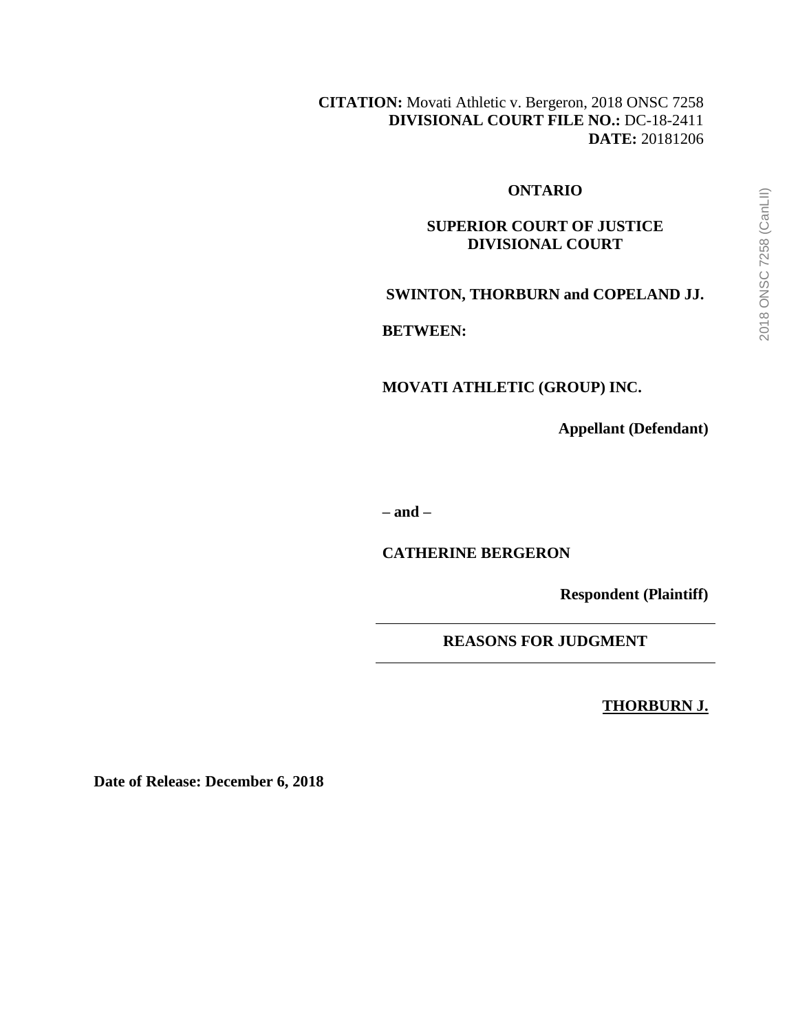**CITATION:** Movati Athletic v. Bergeron, 2018 ONSC 7258
**DIVISIONAL COURT FILE NO.:** DC-18-2411
**DATE:** 20181206

**ONTARIO**

**SUPERIOR COURT OF JUSTICE**
**DIVISIONAL COURT**

**SWINTON, THORBURN and COPELAND JJ.**

**BETWEEN:**

**MOVATI ATHLETIC (GROUP) INC.**

**Appellant (Defendant)**

**– and –**

**CATHERINE BERGERON**

**Respondent (Plaintiff)**

---

**REASONS FOR JUDGMENT**

---

**THORBURN J.**

**Date of Release: December 6, 2018**